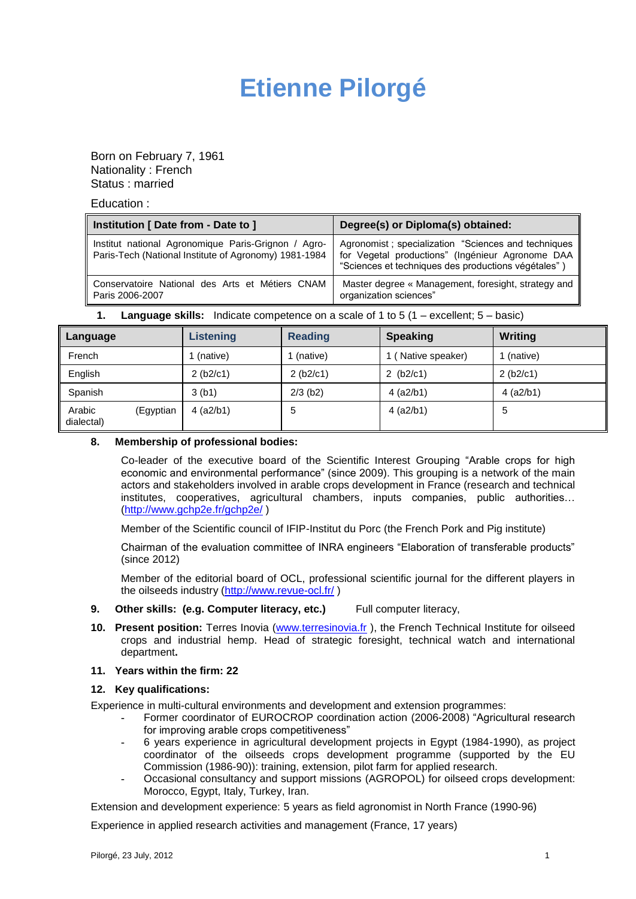# Etienne Pilorgé

Born on February 7, 1961
Nationality : French
Status : married

Education :

| Institution [ Date from - Date to ] | Degree(s) or Diploma(s) obtained: |
|---|---|
| Institut national Agronomique Paris-Grignon / Agro-Paris-Tech (National Institute of Agronomy) 1981-1984 | Agronomist ; specialization "Sciences and techniques for Vegetal productions" (Ingénieur Agronome DAA "Sciences et techniques des productions végétales" ) |
| Conservatoire National des Arts et Métiers CNAM Paris 2006-2007 | Master degree « Management, foresight, strategy and organization sciences" |

1. **Language skills:** Indicate competence on a scale of 1 to 5 (1 – excellent; 5 – basic)

| Language | Listening | Reading | Speaking | Writing |
|---|---|---|---|---|
| French | 1 (native) | 1 (native) | 1 ( Native speaker) | 1 (native) |
| English | 2 (b2/c1) | 2 (b2/c1) | 2 (b2/c1) | 2 (b2/c1) |
| Spanish | 3 (b1) | 2/3 (b2) | 4 (a2/b1) | 4 (a2/b1) |
| Arabic (Egyptian dialectal) | 4 (a2/b1) | 5 | 4 (a2/b1) | 5 |

8. **Membership of professional bodies:**

   Co-leader of the executive board of the Scientific Interest Grouping "Arable crops for high economic and environmental performance" (since 2009). This grouping is a network of the main actors and stakeholders involved in arable crops development in France (research and technical institutes, cooperatives, agricultural chambers, inputs companies, public authorities… (http://www.gchp2e.fr/gchp2e/ )

   Member of the Scientific council of IFIP-Institut du Porc (the French Pork and Pig institute)

   Chairman of the evaluation committee of INRA engineers "Elaboration of transferable products" (since 2012)

   Member of the editorial board of OCL, professional scientific journal for the different players in the oilseeds industry (http://www.revue-ocl.fr/ )

9. **Other skills: (e.g. Computer literacy, etc.)** Full computer literacy,

10. **Present position:** Terres Inovia (www.terresinovia.fr ), the French Technical Institute for oilseed crops and industrial hemp. Head of strategic foresight, technical watch and international department**.**

11. **Years within the firm: 22**

12. **Key qualifications:**

Experience in multi-cultural environments and development and extension programmes:

- Former coordinator of EUROCROP coordination action (2006-2008) "Agricultural research for improving arable crops competitiveness"
- 6 years experience in agricultural development projects in Egypt (1984-1990), as project coordinator of the oilseeds crops development programme (supported by the EU Commission (1986-90)): training, extension, pilot farm for applied research.
- Occasional consultancy and support missions (AGROPOL) for oilseed crops development: Morocco, Egypt, Italy, Turkey, Iran.

Extension and development experience: 5 years as field agronomist in North France (1990-96)

Experience in applied research activities and management (France, 17 years)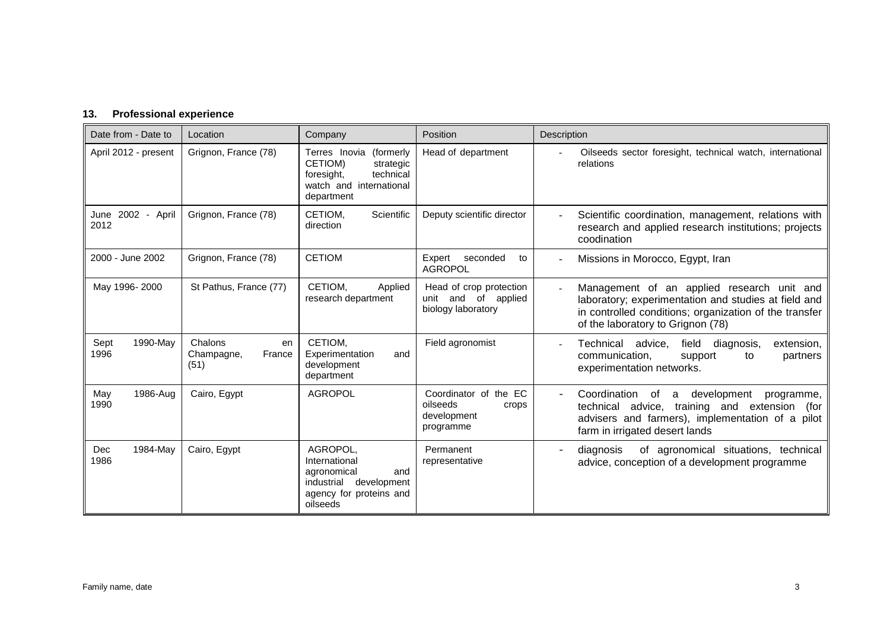### 13. Professional experience

| Date from - Date to | Location | Company | Position | Description |
|---|---|---|---|---|
| April 2012 - present | Grignon, France (78) | Terres Inovia (formerly CETIOM) strategic foresight, technical watch and international department | Head of department | - Oilseeds sector foresight, technical watch, international relations |
| June 2002 - April 2012 | Grignon, France (78) | CETIOM, Scientific direction | Deputy scientific director | - Scientific coordination, management, relations with research and applied research institutions; projects coodination |
| 2000 - June 2002 | Grignon, France (78) | CETIOM | Expert seconded to AGROPOL | - Missions in Morocco, Egypt, Iran |
| May 1996- 2000 | St Pathus, France (77) | CETIOM, Applied research department | Head of crop protection unit and of applied biology laboratory | - Management of an applied research unit and laboratory; experimentation and studies at field and in controlled conditions; organization of the transfer of the laboratory to Grignon (78) |
| Sept 1990-May 1996 | Chalons en Champagne, France (51) | CETIOM, Experimentation and development department | Field agronomist | - Technical advice, field diagnosis, extension, communication, support to partners experimentation networks. |
| May 1986-Aug 1990 | Cairo, Egypt | AGROPOL | Coordinator of the EC oilseeds crops development programme | - Coordination of a development programme, technical advice, training and extension (for advisers and farmers), implementation of a pilot farm in irrigated desert lands |
| Dec 1984-May 1986 | Cairo, Egypt | AGROPOL, International agronomical and industrial development agency for proteins and oilseeds | Permanent representative | - diagnosis of agronomical situations, technical advice, conception of a development programme |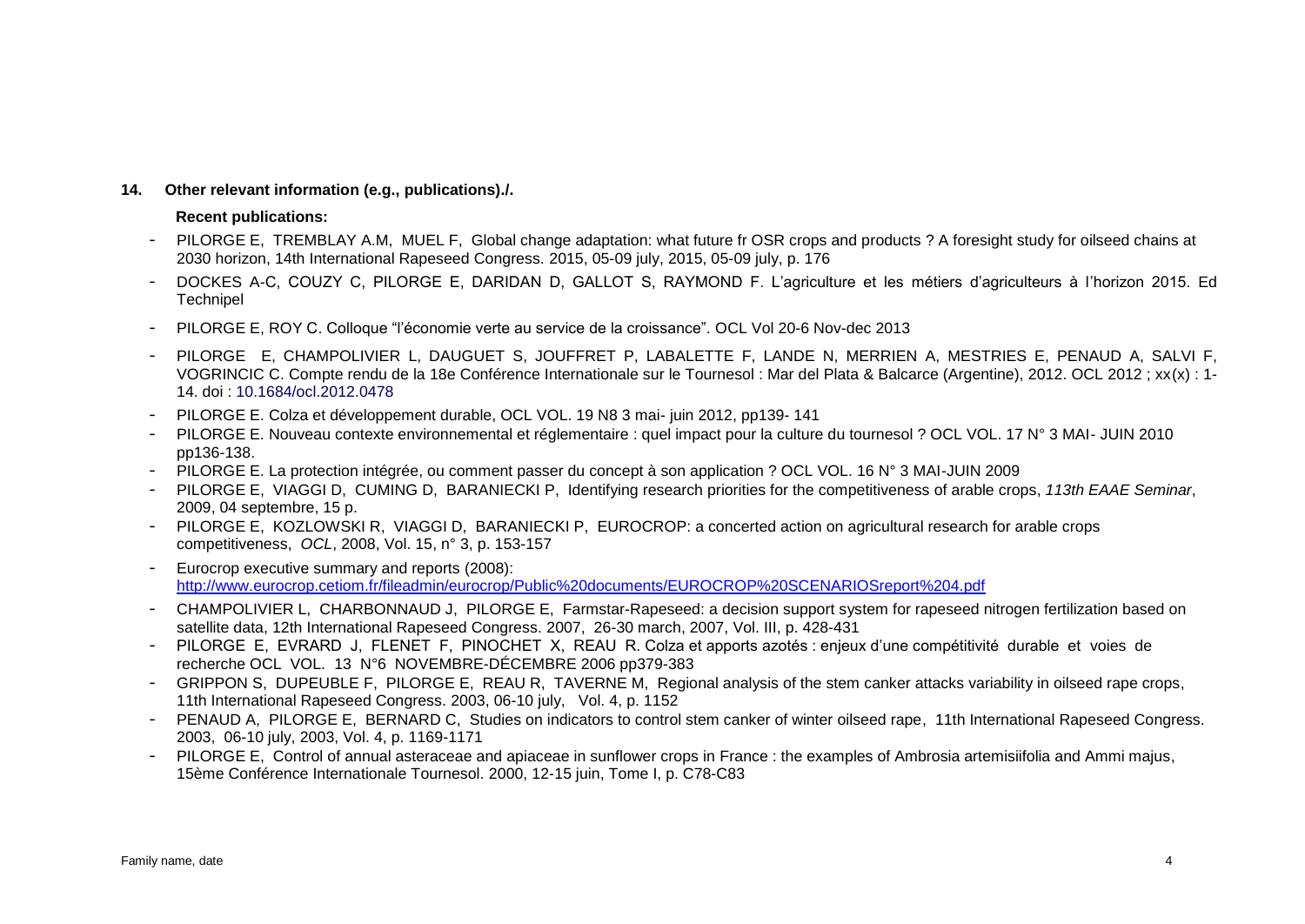**14. Other relevant information (e.g., publications)./.**

**Recent publications:**

- PILORGE E, TREMBLAY A.M, MUEL F, Global change adaptation: what future fr OSR crops and products ? A foresight study for oilseed chains at 2030 horizon, 14th International Rapeseed Congress. 2015, 05-09 july, 2015, 05-09 july, p. 176
- DOCKES A-C, COUZY C, PILORGE E, DARIDAN D, GALLOT S, RAYMOND F. L'agriculture et les métiers d'agriculteurs à l'horizon 2015. Ed Technipel
- PILORGE E, ROY C. Colloque "l'économie verte au service de la croissance". OCL Vol 20-6 Nov-dec 2013
- PILORGE E, CHAMPOLIVIER L, DAUGUET S, JOUFFRET P, LABALETTE F, LANDE N, MERRIEN A, MESTRIES E, PENAUD A, SALVI F, VOGRINCIC C. Compte rendu de la 18e Conférence Internationale sur le Tournesol : Mar del Plata & Balcarce (Argentine), 2012. OCL 2012 ; xx(x) : 1-14. doi : 10.1684/ocl.2012.0478
- PILORGE E. Colza et développement durable, OCL VOL. 19 N8 3 mai- juin 2012, pp139- 141
- PILORGE E. Nouveau contexte environnemental et réglementaire : quel impact pour la culture du tournesol ? OCL VOL. 17 N° 3 MAI- JUIN 2010 pp136-138.
- PILORGE E. La protection intégrée, ou comment passer du concept à son application ? OCL VOL. 16 N° 3 MAI-JUIN 2009
- PILORGE E, VIAGGI D, CUMING D, BARANIECKI P, Identifying research priorities for the competitiveness of arable crops, *113th EAAE Seminar*, 2009, 04 septembre, 15 p.
- PILORGE E, KOZLOWSKI R, VIAGGI D, BARANIECKI P, EUROCROP: a concerted action on agricultural research for arable crops competitiveness, *OCL*, 2008, Vol. 15, n° 3, p. 153-157
- Eurocrop executive summary and reports (2008): http://www.eurocrop.cetiom.fr/fileadmin/eurocrop/Public%20documents/EUROCROP%20SCENARIOSreport%204.pdf
- CHAMPOLIVIER L, CHARBONNAUD J, PILORGE E, Farmstar-Rapeseed: a decision support system for rapeseed nitrogen fertilization based on satellite data, 12th International Rapeseed Congress. 2007, 26-30 march, 2007, Vol. III, p. 428-431
- PILORGE E, EVRARD J, FLENET F, PINOCHET X, REAU R. Colza et apports azotés : enjeux d'une compétitivité durable et voies de recherche OCL VOL. 13 N°6 NOVEMBRE-DÉCEMBRE 2006 pp379-383
- GRIPPON S, DUPEUBLE F, PILORGE E, REAU R, TAVERNE M, Regional analysis of the stem canker attacks variability in oilseed rape crops, 11th International Rapeseed Congress. 2003, 06-10 july, Vol. 4, p. 1152
- PENAUD A, PILORGE E, BERNARD C, Studies on indicators to control stem canker of winter oilseed rape, 11th International Rapeseed Congress. 2003, 06-10 july, 2003, Vol. 4, p. 1169-1171
- PILORGE E, Control of annual asteraceae and apiaceae in sunflower crops in France : the examples of Ambrosia artemisiifolia and Ammi majus, 15ème Conférence Internationale Tournesol. 2000, 12-15 juin, Tome I, p. C78-C83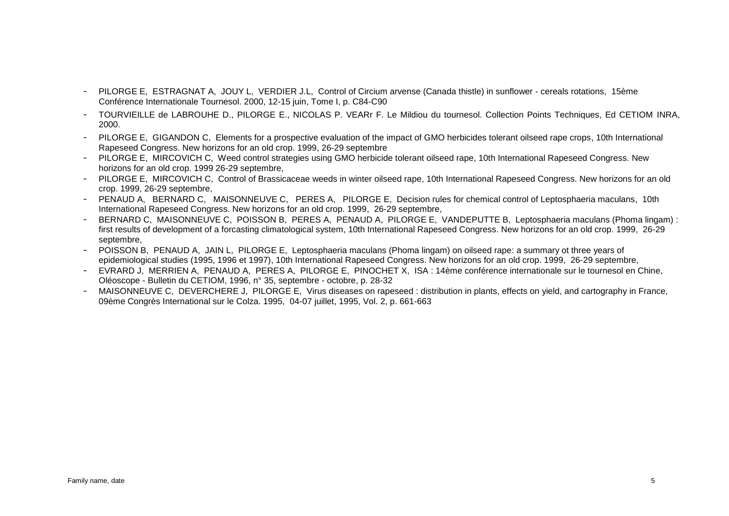- PILORGE E, ESTRAGNAT A, JOUY L, VERDIER J.L, Control of Circium arvense (Canada thistle) in sunflower - cereals rotations, 15ème Conférence Internationale Tournesol. 2000, 12-15 juin, Tome I, p. C84-C90
- TOURVIEILLE de LABROUHE D., PILORGE E., NICOLAS P. VEARr F. Le Mildiou du tournesol. Collection Points Techniques, Ed CETIOM INRA, 2000.
- PILORGE E, GIGANDON C, Elements for a prospective evaluation of the impact of GMO herbicides tolerant oilseed rape crops, 10th International Rapeseed Congress. New horizons for an old crop. 1999, 26-29 septembre
- PILORGE E, MIRCOVICH C, Weed control strategies using GMO herbicide tolerant oilseed rape, 10th International Rapeseed Congress. New horizons for an old crop. 1999 26-29 septembre,
- PILORGE E, MIRCOVICH C, Control of Brassicaceae weeds in winter oilseed rape, 10th International Rapeseed Congress. New horizons for an old crop. 1999, 26-29 septembre,
- PENAUD A, BERNARD C, MAISONNEUVE C, PERES A, PILORGE E, Decision rules for chemical control of Leptosphaeria maculans, 10th International Rapeseed Congress. New horizons for an old crop. 1999, 26-29 septembre,
- BERNARD C, MAISONNEUVE C, POISSON B, PERES A, PENAUD A, PILORGE E, VANDEPUTTE B, Leptosphaeria maculans (Phoma lingam) : first results of development of a forcasting climatological system, 10th International Rapeseed Congress. New horizons for an old crop. 1999, 26-29 septembre,
- POISSON B, PENAUD A, JAIN L, PILORGE E, Leptosphaeria maculans (Phoma lingam) on oilseed rape: a summary ot three years of epidemiological studies (1995, 1996 et 1997), 10th International Rapeseed Congress. New horizons for an old crop. 1999, 26-29 septembre,
- EVRARD J, MERRIEN A, PENAUD A, PERES A, PILORGE E, PINOCHET X, ISA : 14ème conférence internationale sur le tournesol en Chine, Oléoscope - Bulletin du CETIOM, 1996, n° 35, septembre - octobre, p. 28-32
- MAISONNEUVE C, DEVERCHERE J, PILORGE E, Virus diseases on rapeseed : distribution in plants, effects on yield, and cartography in France, 09ème Congrès International sur le Colza. 1995, 04-07 juillet, 1995, Vol. 2, p. 661-663